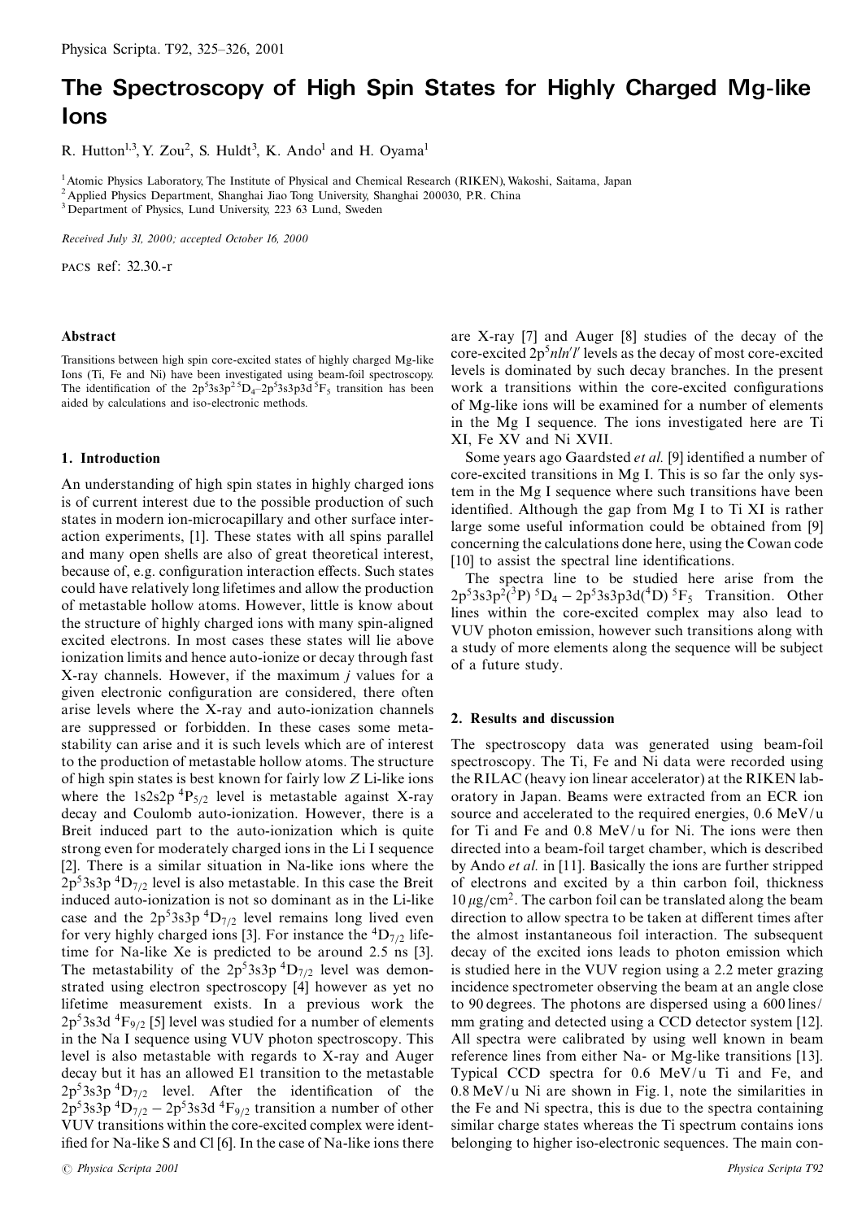# The Spectroscopy of High Spin States for Highly Charged Mg-like Ions

R. Hutton[1,3], Y. Zou[2], S. Huldt[3], K. Ando[1] and H. Oyama[1]

[1] Atomic Physics Laboratory, The Institute of Physical and Chemical Research (RIKEN), Wakoshi, Saitama, Japan
[2] Applied Physics Department, Shanghai Jiao Tong University, Shanghai 200030, P.R. China
[3] Department of Physics, Lund University, 223 63 Lund, Sweden

*Received July 31, 2000; accepted October 16, 2000*

PACS Ref: 32.30.-r

### Abstract

Transitions between high spin core-excited states of highly charged Mg-like Ions (Ti, Fe and Ni) have been investigated using beam-foil spectroscopy. The identification of the $2p^5 3s3p^2\,^5D_4$–$2p^5 3s3p3d\,^5F_5$ transition has been aided by calculations and iso-electronic methods.

## 1. Introduction

An understanding of high spin states in highly charged ions is of current interest due to the possible production of such states in modern ion-microcapillary and other surface interaction experiments, [1]. These states with all spins parallel and many open shells are also of great theoretical interest, because of, e.g. configuration interaction effects. Such states could have relatively long lifetimes and allow the production of metastable hollow atoms. However, little is know about the structure of highly charged ions with many spin-aligned excited electrons. In most cases these states will lie above ionization limits and hence auto-ionize or decay through fast X-ray channels. However, if the maximum $j$ values for a given electronic configuration are considered, there often arise levels where the X-ray and auto-ionization channels are suppressed or forbidden. In these cases some metastability can arise and it is such levels which are of interest to the production of metastable hollow atoms. The structure of high spin states is best known for fairly low $Z$ Li-like ions where the $1s2s2p\,^4P_{5/2}$ level is metastable against X-ray decay and Coulomb auto-ionization. However, there is a Breit induced part to the auto-ionization which is quite strong even for moderately charged ions in the Li I sequence [2]. There is a similar situation in Na-like ions where the $2p^5 3s3p\,^4D_{7/2}$ level is also metastable. In this case the Breit induced auto-ionization is not so dominant as in the Li-like case and the $2p^5 3s3p\,^4D_{7/2}$ level remains long lived even for very highly charged ions [3]. For instance the $^4D_{7/2}$ lifetime for Na-like Xe is predicted to be around 2.5 ns [3]. The metastability of the $2p^5 3s3p\,^4D_{7/2}$ level was demonstrated using electron spectroscopy [4] however as yet no lifetime measurement exists. In a previous work the $2p^5 3s3d\,^4F_{9/2}$ [5] level was studied for a number of elements in the Na I sequence using VUV photon spectroscopy. This level is also metastable with regards to X-ray and Auger decay but it has an allowed E1 transition to the metastable $2p^5 3s3p\,^4D_{7/2}$ level. After the identification of the $2p^5 3s3p\,^4D_{7/2} - 2p^5 3s3d\,^4F_{9/2}$ transition a number of other VUV transitions within the core-excited complex were identified for Na-like S and Cl [6]. In the case of Na-like ions there are X-ray [7] and Auger [8] studies of the decay of the core-excited $2p^5 nln'l'$ levels as the decay of most core-excited levels is dominated by such decay branches. In the present work a transitions within the core-excited configurations of Mg-like ions will be examined for a number of elements in the Mg I sequence. The ions investigated here are Ti XI, Fe XV and Ni XVII.

Some years ago Gaardsted *et al.* [9] identified a number of core-excited transitions in Mg I. This is so far the only system in the Mg I sequence where such transitions have been identified. Although the gap from Mg I to Ti XI is rather large some useful information could be obtained from [9] concerning the calculations done here, using the Cowan code [10] to assist the spectral line identifications.

The spectra line to be studied here arise from the $2p^5 3s3p^2(^3P)\,^5D_4 - 2p^5 3s3p3d(^4D)\,^5F_5$ Transition. Other lines within the core-excited complex may also lead to VUV photon emission, however such transitions along with a study of more elements along the sequence will be subject of a future study.

## 2. Results and discussion

The spectroscopy data was generated using beam-foil spectroscopy. The Ti, Fe and Ni data were recorded using the RILAC (heavy ion linear accelerator) at the RIKEN laboratory in Japan. Beams were extracted from an ECR ion source and accelerated to the required energies, 0.6 MeV/u for Ti and Fe and 0.8 MeV/u for Ni. The ions were then directed into a beam-foil target chamber, which is described by Ando *et al.* in [11]. Basically the ions are further stripped of electrons and excited by a thin carbon foil, thickness $10\,\mu g/cm^2$. The carbon foil can be translated along the beam direction to allow spectra to be taken at different times after the almost instantaneous foil interaction. The subsequent decay of the excited ions leads to photon emission which is studied here in the VUV region using a 2.2 meter grazing incidence spectrometer observing the beam at an angle close to 90 degrees. The photons are dispersed using a 600 lines/mm grating and detected using a CCD detector system [12]. All spectra were calibrated by using well known in beam reference lines from either Na- or Mg-like transitions [13]. Typical CCD spectra for 0.6 MeV/u Ti and Fe, and 0.8 MeV/u Ni are shown in Fig. 1, note the similarities in the Fe and Ni spectra, this is due to the spectra containing similar charge states whereas the Ti spectrum contains ions belonging to higher iso-electronic sequences. The main con-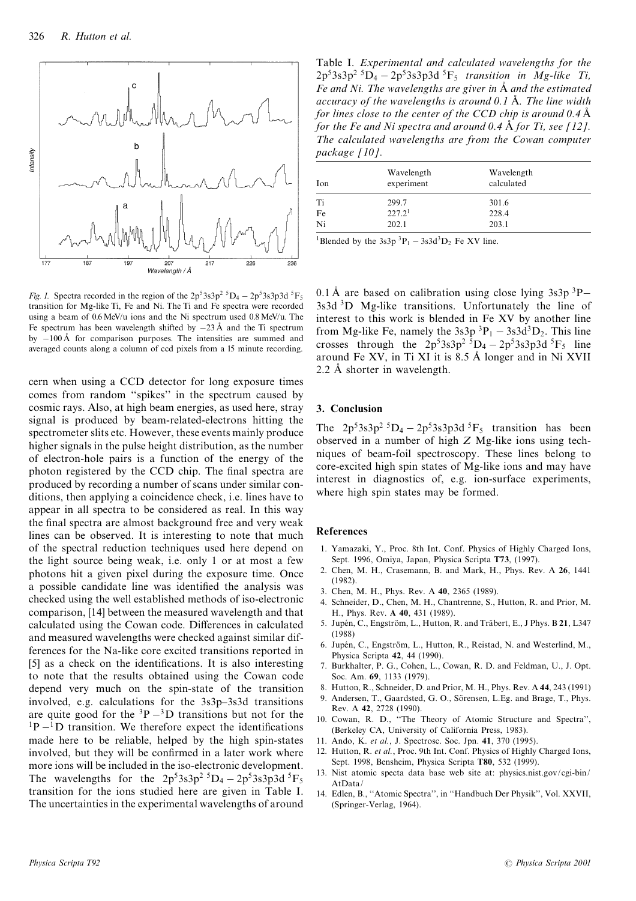Intensity

c

b

a

177 187 197 207 217 226 236

Wavelength / Å

*Fig. 1.* Spectra recorded in the region of the $2p^5 3s3p^2\ ^5D_4 - 2p^5 3s3p3d\ ^5F_5$ transition for Mg-like Ti, Fe and Ni. The Ti and Fe spectra were recorded using a beam of 0.6 MeV/u ions and the Ni spectrum used 0.8 MeV/u. The Fe spectrum has been wavelength shifted by −23 Å and the Ti spectrum by −100 Å for comparison purposes. The intensities are summed and averaged counts along a column of ccd pixels from a 15 minute recording.

cern when using a CCD detector for long exposure times comes from random "spikes" in the spectrum caused by cosmic rays. Also, at high beam energies, as used here, stray signal is produced by beam-related-electrons hitting the spectrometer slits etc. However, these events mainly produce higher signals in the pulse height distribution, as the number of electron-hole pairs is a function of the energy of the photon registered by the CCD chip. The final spectra are produced by recording a number of scans under similar conditions, then applying a coincidence check, i.e. lines have to appear in all spectra to be considered as real. In this way the final spectra are almost background free and very weak lines can be observed. It is interesting to note that much of the spectral reduction techniques used here depend on the light source being weak, i.e. only 1 or at most a few photons hit a given pixel during the exposure time. Once a possible candidate line was identified the analysis was checked using the well established methods of iso-electronic comparison, [14] between the measured wavelength and that calculated using the Cowan code. Differences in calculated and measured wavelengths were checked against similar differences for the Na-like core excited transitions reported in [5] as a check on the identifications. It is also interesting to note that the results obtained using the Cowan code depend very much on the spin-state of the transition involved, e.g. calculations for the 3s3p–3s3d transitions are quite good for the $^3P - ^3D$ transitions but not for the $^1P - ^1D$ transition. We therefore expect the identifications made here to be reliable, helped by the high spin-states involved, but they will be confirmed in a later work where more ions will be included in the iso-electronic development. The wavelengths for the $2p^5 3s3p^2\ ^5D_4 - 2p^5 3s3p3d\ ^5F_5$ transition for the ions studied here are given in Table I. The uncertainties in the experimental wavelengths of around 0.1 Å are based on calibration using close lying $3s3p\ ^3P - 3s3d\ ^3D$ Mg-like transitions. Unfortunately the line of interest to this work is blended in Fe XV by another line from Mg-like Fe, namely the $3s3p\ ^3P_1 - 3s3d\ ^3D_2$. This line crosses through the $2p^5 3s3p^2\ ^5D_4 - 2p^5 3s3p3d\ ^5F_5$ line around Fe XV, in Ti XI it is 8.5 Å longer and in Ni XVII 2.2 Å shorter in wavelength.

*Table I. Experimental and calculated wavelengths for the $2p^5 3s3p^2\ ^5D_4 - 2p^5 3s3p3d\ ^5F_5$ transition in Mg-like Ti, Fe and Ni. The wavelengths are giver in Å and the estimated accuracy of the wavelengths is around 0.1 Å. The line width for lines close to the center of the CCD chip is around 0.4 Å for the Fe and Ni spectra and around 0.4 Å for Ti, see [12]. The calculated wavelengths are from the Cowan computer package [10].*

| Ion | Wavelength experiment | Wavelength calculated |
|---|---|---|
| Ti | 299.7 | 301.6 |
| Fe | 227.2[1] | 228.4 |
| Ni | 202.1 | 203.1 |

[1] Blended by the $3s3p\ ^3P_1 - 3s3d^3D_2$ Fe XV line.

## 3. Conclusion

The $2p^5 3s3p^2\ ^5D_4 - 2p^5 3s3p3d\ ^5F_5$ transition has been observed in a number of high $Z$ Mg-like ions using techniques of beam-foil spectroscopy. These lines belong to core-excited high spin states of Mg-like ions and may have interest in diagnostics of, e.g. ion-surface experiments, where high spin states may be formed.

## References

1. Yamazaki, Y., Proc. 8th Int. Conf. Physics of Highly Charged Ions, Sept. 1996, Omiya, Japan, Physica Scripta **T73**, (1997).
2. Chen, M. H., Crasemann, B. and Mark, H., Phys. Rev. A **26**, 1441 (1982).
3. Chen, M. H., Phys. Rev. A **40**, 2365 (1989).
4. Schneider, D., Chen, M. H., Chantrenne, S., Hutton, R. and Prior, M. H., Phys. Rev. **A 40**, 431 (1989).
5. Jupén, C., Engström, L., Hutton, R. and Träbert, E., J Phys. B **21**, L347 (1988)
6. Jupén, C., Engström, L., Hutton, R., Reistad, N. and Westerlind, M., Physica Scripta **42**, 44 (1990).
7. Burkhalter, P. G., Cohen, L., Cowan, R. D. and Feldman, U., J. Opt. Soc. Am. **69**, 1133 (1979).
8. Hutton, R., Schneider, D. and Prior, M. H., Phys. Rev. A **44**, 243 (1991)
9. Andersen, T., Gaardsted, G. O., Sörensen, L.Eg. and Brage, T., Phys. Rev. A **42**, 2728 (1990).
10. Cowan, R. D., "The Theory of Atomic Structure and Spectra", (Berkeley CA, University of California Press, 1983).
11. Ando, K. *et al.*, J. Spectrosc. Soc. Jpn. **41**, 370 (1995).
12. Hutton, R. *et al.*, Proc. 9th Int. Conf. Physics of Highly Charged Ions, Sept. 1998, Bensheim, Physica Scripta **T80**, 532 (1999).
13. Nist atomic specta data base web site at: physics.nist.gov/cgi-bin/AtData/
14. Edlen, B., "Atomic Spectra", in "Handbuch Der Physik", Vol. XXVII, (Springer-Verlag, 1964).